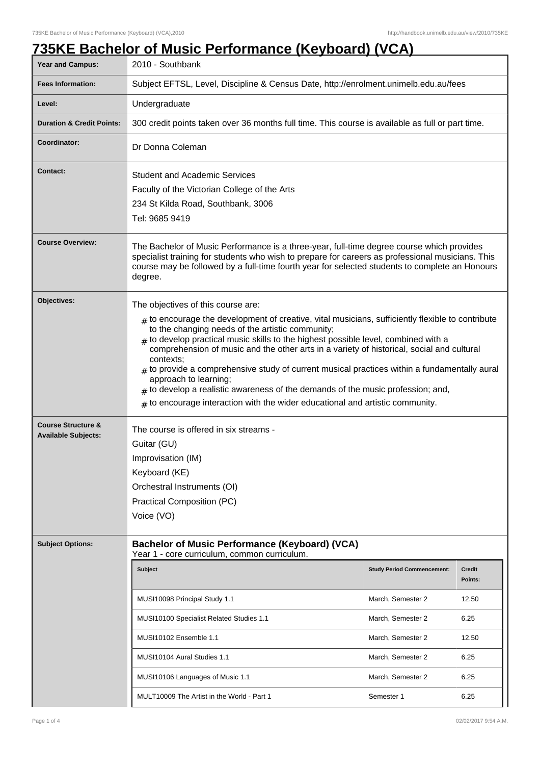# 735KE Bachelor of Music Performance (Keyboard) (VCA)

| | |
|---|---|
| **Year and Campus:** | 2010 - Southbank |
| **Fees Information:** | Subject EFTSL, Level, Discipline & Census Date, http://enrolment.unimelb.edu.au/fees |
| **Level:** | Undergraduate |
| **Duration & Credit Points:** | 300 credit points taken over 36 months full time. This course is available as full or part time. |
| **Coordinator:** | Dr Donna Coleman |
| **Contact:** | Student and Academic Services<br>Faculty of the Victorian College of the Arts<br>234 St Kilda Road, Southbank, 3006<br>Tel: 9685 9419 |
| **Course Overview:** | The Bachelor of Music Performance is a three-year, full-time degree course which provides specialist training for students who wish to prepare for careers as professional musicians. This course may be followed by a full-time fourth year for selected students to complete an Honours degree. |
| **Objectives:** | The objectives of this course are:<br># to encourage the development of creative, vital musicians, sufficiently flexible to contribute to the changing needs of the artistic community;<br># to develop practical music skills to the highest possible level, combined with a comprehension of music and the other arts in a variety of historical, social and cultural contexts;<br># to provide a comprehensive study of current musical practices within a fundamentally aural approach to learning;<br># to develop a realistic awareness of the demands of the music profession; and,<br># to encourage interaction with the wider educational and artistic community. |
| **Course Structure & Available Subjects:** | The course is offered in six streams -<br>Guitar (GU)<br>Improvisation (IM)<br>Keyboard (KE)<br>Orchestral Instruments (OI)<br>Practical Composition (PC)<br>Voice (VO) |

**Subject Options:**

### Bachelor of Music Performance (Keyboard) (VCA)

Year 1 - core curriculum, common curriculum.

| Subject | Study Period Commencement: | Credit Points: |
|---|---|---|
| MUSI10098 Principal Study 1.1 | March, Semester 2 | 12.50 |
| MUSI10100 Specialist Related Studies 1.1 | March, Semester 2 | 6.25 |
| MUSI10102 Ensemble 1.1 | March, Semester 2 | 12.50 |
| MUSI10104 Aural Studies 1.1 | March, Semester 2 | 6.25 |
| MUSI10106 Languages of Music 1.1 | March, Semester 2 | 6.25 |
| MULT10009 The Artist in the World - Part 1 | Semester 1 | 6.25 |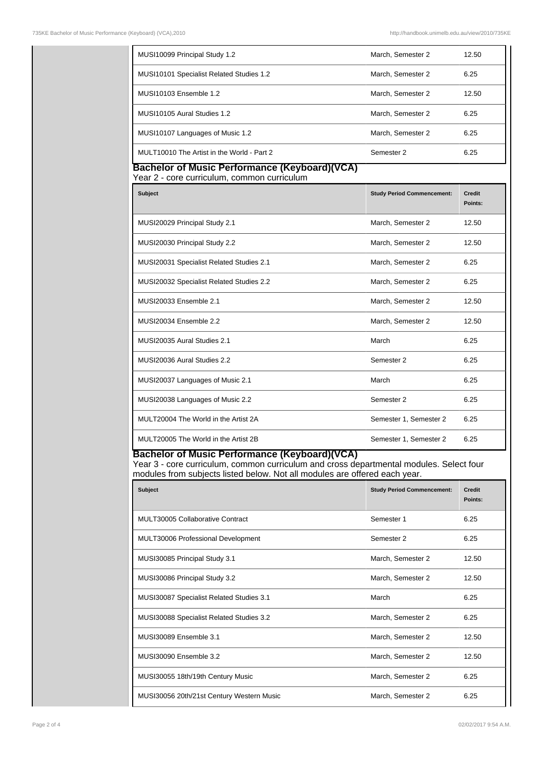| Subject | Study Period Commencement: | Credit Points: |
| --- | --- | --- |
| MUSI10099 Principal Study 1.2 | March, Semester 2 | 12.50 |
| MUSI10101 Specialist Related Studies 1.2 | March, Semester 2 | 6.25 |
| MUSI10103 Ensemble 1.2 | March, Semester 2 | 12.50 |
| MUSI10105 Aural Studies 1.2 | March, Semester 2 | 6.25 |
| MUSI10107 Languages of Music 1.2 | March, Semester 2 | 6.25 |
| MULT10010 The Artist in the World - Part 2 | Semester 2 | 6.25 |

## Bachelor of Music Performance (Keyboard)(VCA)

Year 2 - core curriculum, common curriculum

| Subject | Study Period Commencement: | Credit Points: |
| --- | --- | --- |
| MUSI20029 Principal Study 2.1 | March, Semester 2 | 12.50 |
| MUSI20030 Principal Study 2.2 | March, Semester 2 | 12.50 |
| MUSI20031 Specialist Related Studies 2.1 | March, Semester 2 | 6.25 |
| MUSI20032 Specialist Related Studies 2.2 | March, Semester 2 | 6.25 |
| MUSI20033 Ensemble 2.1 | March, Semester 2 | 12.50 |
| MUSI20034 Ensemble 2.2 | March, Semester 2 | 12.50 |
| MUSI20035 Aural Studies 2.1 | March | 6.25 |
| MUSI20036 Aural Studies 2.2 | Semester 2 | 6.25 |
| MUSI20037 Languages of Music 2.1 | March | 6.25 |
| MUSI20038 Languages of Music 2.2 | Semester 2 | 6.25 |
| MULT20004 The World in the Artist 2A | Semester 1, Semester 2 | 6.25 |
| MULT20005 The World in the Artist 2B | Semester 1, Semester 2 | 6.25 |

## Bachelor of Music Performance (Keyboard)(VCA)

Year 3 - core curriculum, common curriculum and cross departmental modules. Select four modules from subjects listed below. Not all modules are offered each year.

| Subject | Study Period Commencement: | Credit Points: |
| --- | --- | --- |
| MULT30005 Collaborative Contract | Semester 1 | 6.25 |
| MULT30006 Professional Development | Semester 2 | 6.25 |
| MUSI30085 Principal Study 3.1 | March, Semester 2 | 12.50 |
| MUSI30086 Principal Study 3.2 | March, Semester 2 | 12.50 |
| MUSI30087 Specialist Related Studies 3.1 | March | 6.25 |
| MUSI30088 Specialist Related Studies 3.2 | March, Semester 2 | 6.25 |
| MUSI30089 Ensemble 3.1 | March, Semester 2 | 12.50 |
| MUSI30090 Ensemble 3.2 | March, Semester 2 | 12.50 |
| MUSI30055 18th/19th Century Music | March, Semester 2 | 6.25 |
| MUSI30056 20th/21st Century Western Music | March, Semester 2 | 6.25 |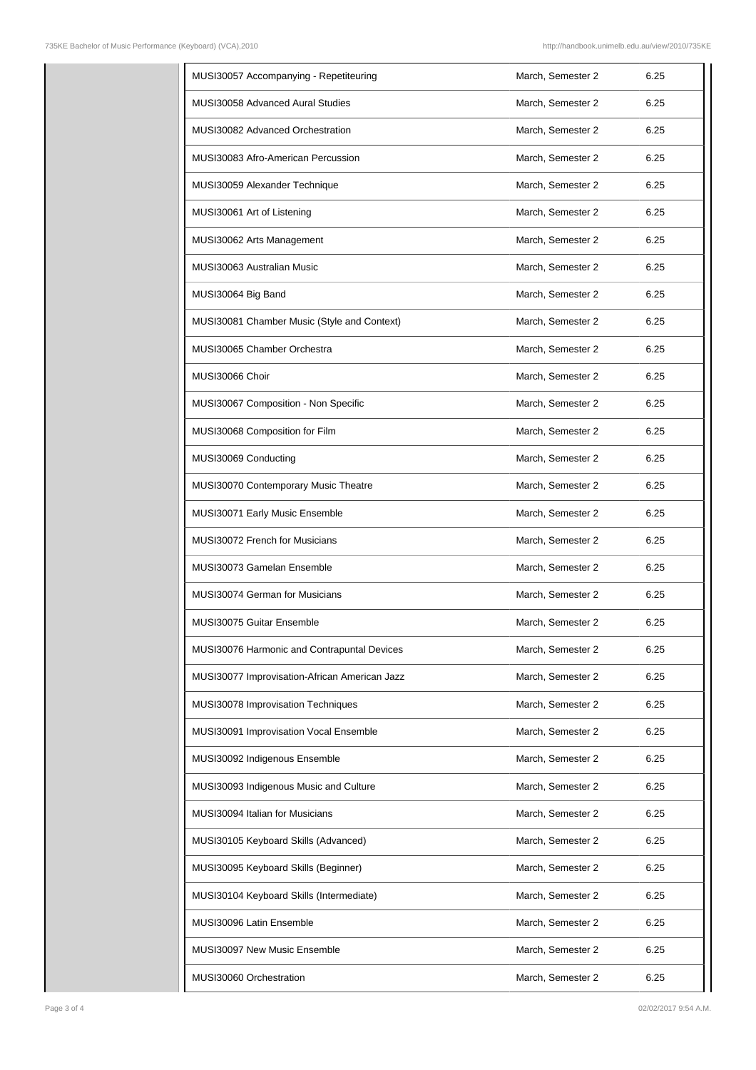| | | |
|---|---|---|
| MUSI30057 Accompanying - Repetiteuring | March, Semester 2 | 6.25 |
| MUSI30058 Advanced Aural Studies | March, Semester 2 | 6.25 |
| MUSI30082 Advanced Orchestration | March, Semester 2 | 6.25 |
| MUSI30083 Afro-American Percussion | March, Semester 2 | 6.25 |
| MUSI30059 Alexander Technique | March, Semester 2 | 6.25 |
| MUSI30061 Art of Listening | March, Semester 2 | 6.25 |
| MUSI30062 Arts Management | March, Semester 2 | 6.25 |
| MUSI30063 Australian Music | March, Semester 2 | 6.25 |
| MUSI30064 Big Band | March, Semester 2 | 6.25 |
| MUSI30081 Chamber Music (Style and Context) | March, Semester 2 | 6.25 |
| MUSI30065 Chamber Orchestra | March, Semester 2 | 6.25 |
| MUSI30066 Choir | March, Semester 2 | 6.25 |
| MUSI30067 Composition - Non Specific | March, Semester 2 | 6.25 |
| MUSI30068 Composition for Film | March, Semester 2 | 6.25 |
| MUSI30069 Conducting | March, Semester 2 | 6.25 |
| MUSI30070 Contemporary Music Theatre | March, Semester 2 | 6.25 |
| MUSI30071 Early Music Ensemble | March, Semester 2 | 6.25 |
| MUSI30072 French for Musicians | March, Semester 2 | 6.25 |
| MUSI30073 Gamelan Ensemble | March, Semester 2 | 6.25 |
| MUSI30074 German for Musicians | March, Semester 2 | 6.25 |
| MUSI30075 Guitar Ensemble | March, Semester 2 | 6.25 |
| MUSI30076 Harmonic and Contrapuntal Devices | March, Semester 2 | 6.25 |
| MUSI30077 Improvisation-African American Jazz | March, Semester 2 | 6.25 |
| MUSI30078 Improvisation Techniques | March, Semester 2 | 6.25 |
| MUSI30091 Improvisation Vocal Ensemble | March, Semester 2 | 6.25 |
| MUSI30092 Indigenous Ensemble | March, Semester 2 | 6.25 |
| MUSI30093 Indigenous Music and Culture | March, Semester 2 | 6.25 |
| MUSI30094 Italian for Musicians | March, Semester 2 | 6.25 |
| MUSI30105 Keyboard Skills (Advanced) | March, Semester 2 | 6.25 |
| MUSI30095 Keyboard Skills (Beginner) | March, Semester 2 | 6.25 |
| MUSI30104 Keyboard Skills (Intermediate) | March, Semester 2 | 6.25 |
| MUSI30096 Latin Ensemble | March, Semester 2 | 6.25 |
| MUSI30097 New Music Ensemble | March, Semester 2 | 6.25 |
| MUSI30060 Orchestration | March, Semester 2 | 6.25 |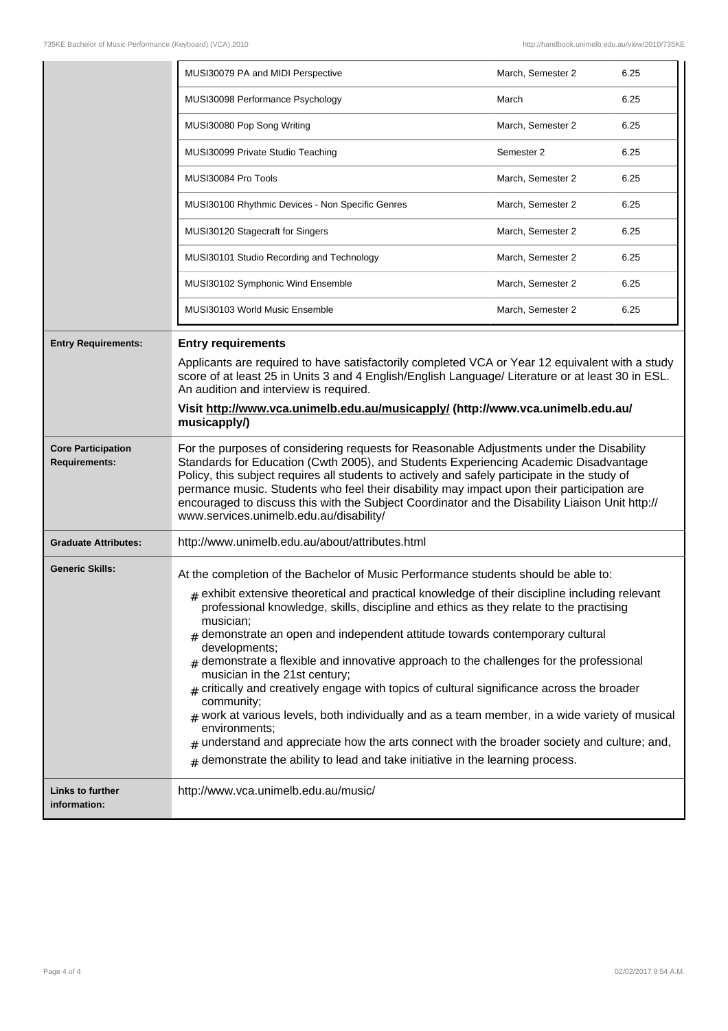| | | | |
|---|---|---|---|
| | MUSI30079 PA and MIDI Perspective | March, Semester 2 | 6.25 |
| | MUSI30098 Performance Psychology | March | 6.25 |
| | MUSI30080 Pop Song Writing | March, Semester 2 | 6.25 |
| | MUSI30099 Private Studio Teaching | Semester 2 | 6.25 |
| | MUSI30084 Pro Tools | March, Semester 2 | 6.25 |
| | MUSI30100 Rhythmic Devices - Non Specific Genres | March, Semester 2 | 6.25 |
| | MUSI30120 Stagecraft for Singers | March, Semester 2 | 6.25 |
| | MUSI30101 Studio Recording and Technology | March, Semester 2 | 6.25 |
| | MUSI30102 Symphonic Wind Ensemble | March, Semester 2 | 6.25 |
| | MUSI30103 World Music Ensemble | March, Semester 2 | 6.25 |

**Entry Requirements:**

**Entry requirements**

Applicants are required to have satisfactorily completed VCA or Year 12 equivalent with a study score of at least 25 in Units 3 and 4 English/English Language/ Literature or at least 30 in ESL. An audition and interview is required.

**Visit http://www.vca.unimelb.edu.au/musicapply/ (http://www.vca.unimelb.edu.au/musicapply/)**

**Core Participation Requirements:**

For the purposes of considering requests for Reasonable Adjustments under the Disability Standards for Education (Cwth 2005), and Students Experiencing Academic Disadvantage Policy, this subject requires all students to actively and safely participate in the study of permance music. Students who feel their disability may impact upon their participation are encouraged to discuss this with the Subject Coordinator and the Disability Liaison Unit http://www.services.unimelb.edu.au/disability/

**Graduate Attributes:**

http://www.unimelb.edu.au/about/attributes.html

**Generic Skills:**

At the completion of the Bachelor of Music Performance students should be able to:

- exhibit extensive theoretical and practical knowledge of their discipline including relevant professional knowledge, skills, discipline and ethics as they relate to the practising musician;
- demonstrate an open and independent attitude towards contemporary cultural developments;
- demonstrate a flexible and innovative approach to the challenges for the professional musician in the 21st century;
- critically and creatively engage with topics of cultural significance across the broader community;
- work at various levels, both individually and as a team member, in a wide variety of musical environments;
- understand and appreciate how the arts connect with the broader society and culture; and,
- demonstrate the ability to lead and take initiative in the learning process.

**Links to further information:**

http://www.vca.unimelb.edu.au/music/